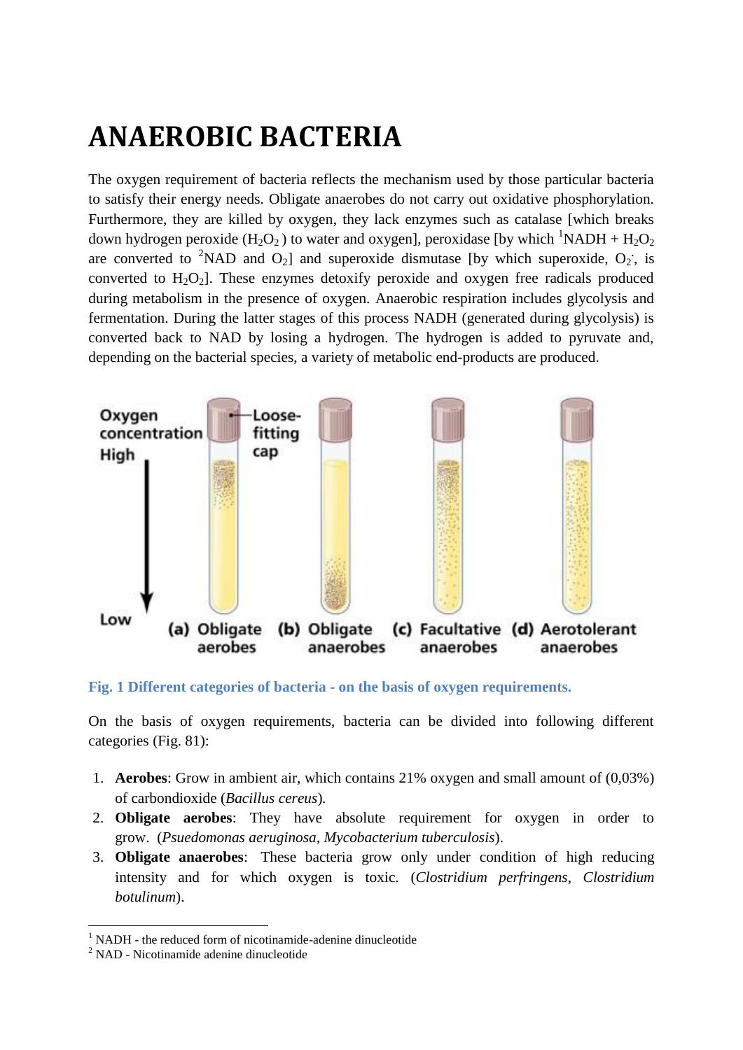# ANAEROBIC BACTERIA

The oxygen requirement of bacteria reflects the mechanism used by those particular bacteria to satisfy their energy needs. Obligate anaerobes do not carry out oxidative phosphorylation. Furthermore, they are killed by oxygen, they lack enzymes such as catalase [which breaks down hydrogen peroxide ($H_2O_2$) to water and oxygen], peroxidase [by which [1]NADH + $H_2O_2$ are converted to [2]NAD and $O_2$] and superoxide dismutase [by which superoxide, $O_2^{\cdot}$, is converted to $H_2O_2$]. These enzymes detoxify peroxide and oxygen free radicals produced during metabolism in the presence of oxygen. Anaerobic respiration includes glycolysis and fermentation. During the latter stages of this process NADH (generated during glycolysis) is converted back to NAD by losing a hydrogen. The hydrogen is added to pyruvate and, depending on the bacterial species, a variety of metabolic end-products are produced.

Oxygen concentration High → Low; Loose-fitting cap; (a) Obligate aerobes (b) Obligate anaerobes (c) Facultative anaerobes (d) Aerotolerant anaerobes

**Fig. 1 Different categories of bacteria - on the basis of oxygen requirements.**

On the basis of oxygen requirements, bacteria can be divided into following different categories (Fig. 81):

1. **Aerobes**: Grow in ambient air, which contains 21% oxygen and small amount of (0,03%) of carbondioxide (*Bacillus cereus*).
2. **Obligate aerobes**: They have absolute requirement for oxygen in order to grow. (*Psuedomonas aeruginosa*, *Mycobacterium tuberculosis*).
3. **Obligate anaerobes**: These bacteria grow only under condition of high reducing intensity and for which oxygen is toxic. (*Clostridium perfringens*, *Clostridium botulinum*).

[1] NADH - the reduced form of nicotinamide-adenine dinucleotide
[2] NAD - Nicotinamide adenine dinucleotide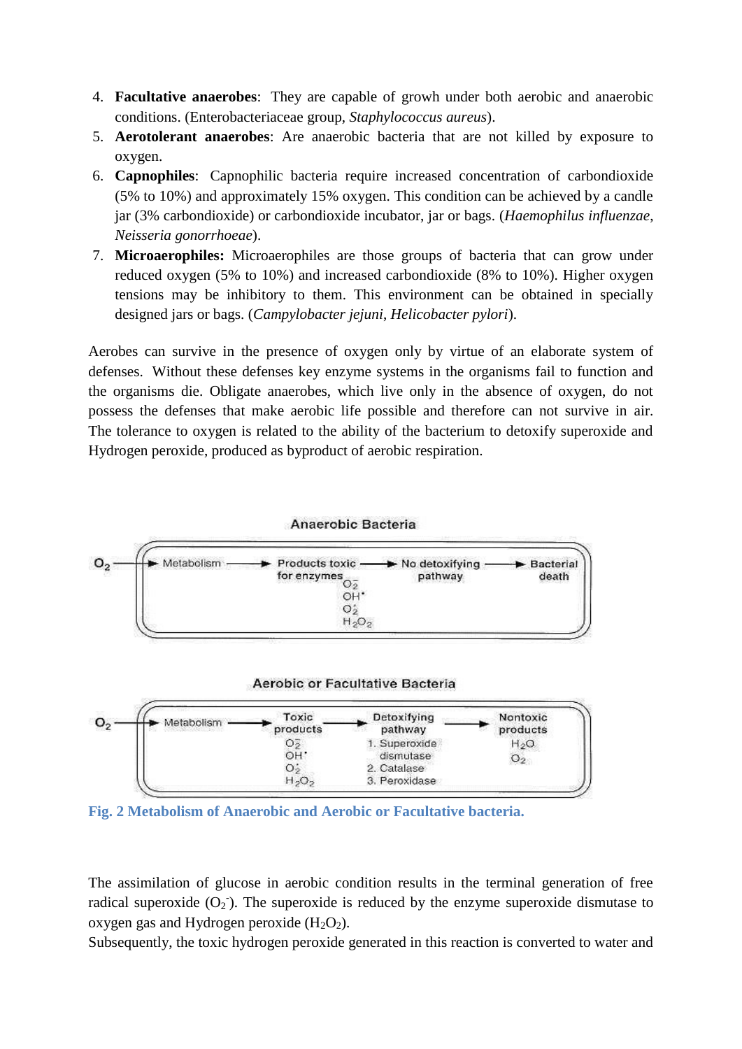4. **Facultative anaerobes**: They are capable of growth under both aerobic and anaerobic conditions. (Enterobacteriaceae group, *Staphylococcus aureus*).
5. **Aerotolerant anaerobes**: Are anaerobic bacteria that are not killed by exposure to oxygen.
6. **Capnophiles**: Capnophilic bacteria require increased concentration of carbondioxide (5% to 10%) and approximately 15% oxygen. This condition can be achieved by a candle jar (3% carbondioxide) or carbondioxide incubator, jar or bags. (*Haemophilus influenzae*, *Neisseria gonorrhoeae*).
7. **Microaerophiles:** Microaerophiles are those groups of bacteria that can grow under reduced oxygen (5% to 10%) and increased carbondioxide (8% to 10%). Higher oxygen tensions may be inhibitory to them. This environment can be obtained in specially designed jars or bags. (*Campylobacter jejuni*, *Helicobacter pylori*).

Aerobes can survive in the presence of oxygen only by virtue of an elaborate system of defenses. Without these defenses key enzyme systems in the organisms fail to function and the organisms die. Obligate anaerobes, which live only in the absence of oxygen, do not possess the defenses that make aerobic life possible and therefore can not survive in air. The tolerance to oxygen is related to the ability of the bacterium to detoxify superoxide and Hydrogen peroxide, produced as byproduct of aerobic respiration.

Anaerobic Bacteria

$O_2$ → Metabolism → Products toxic for enzymes ($O_2^-$, $OH^\cdot$, $O_2^\cdot$, $H_2O_2$) → No detoxifying pathway → Bacterial death

Aerobic or Facultative Bacteria

$O_2$ → Metabolism → Toxic products ($O_2^-$, $OH^\cdot$, $O_2^\cdot$, $H_2O_2$) → Detoxifying pathway (1. Superoxide dismutase 2. Catalase 3. Peroxidase) → Nontoxic products ($H_2O$, $O_2$)

**Fig. 2 Metabolism of Anaerobic and Aerobic or Facultative bacteria.**

The assimilation of glucose in aerobic condition results in the terminal generation of free radical superoxide ($O_2^-$). The superoxide is reduced by the enzyme superoxide dismutase to oxygen gas and Hydrogen peroxide ($H_2O_2$).

Subsequently, the toxic hydrogen peroxide generated in this reaction is converted to water and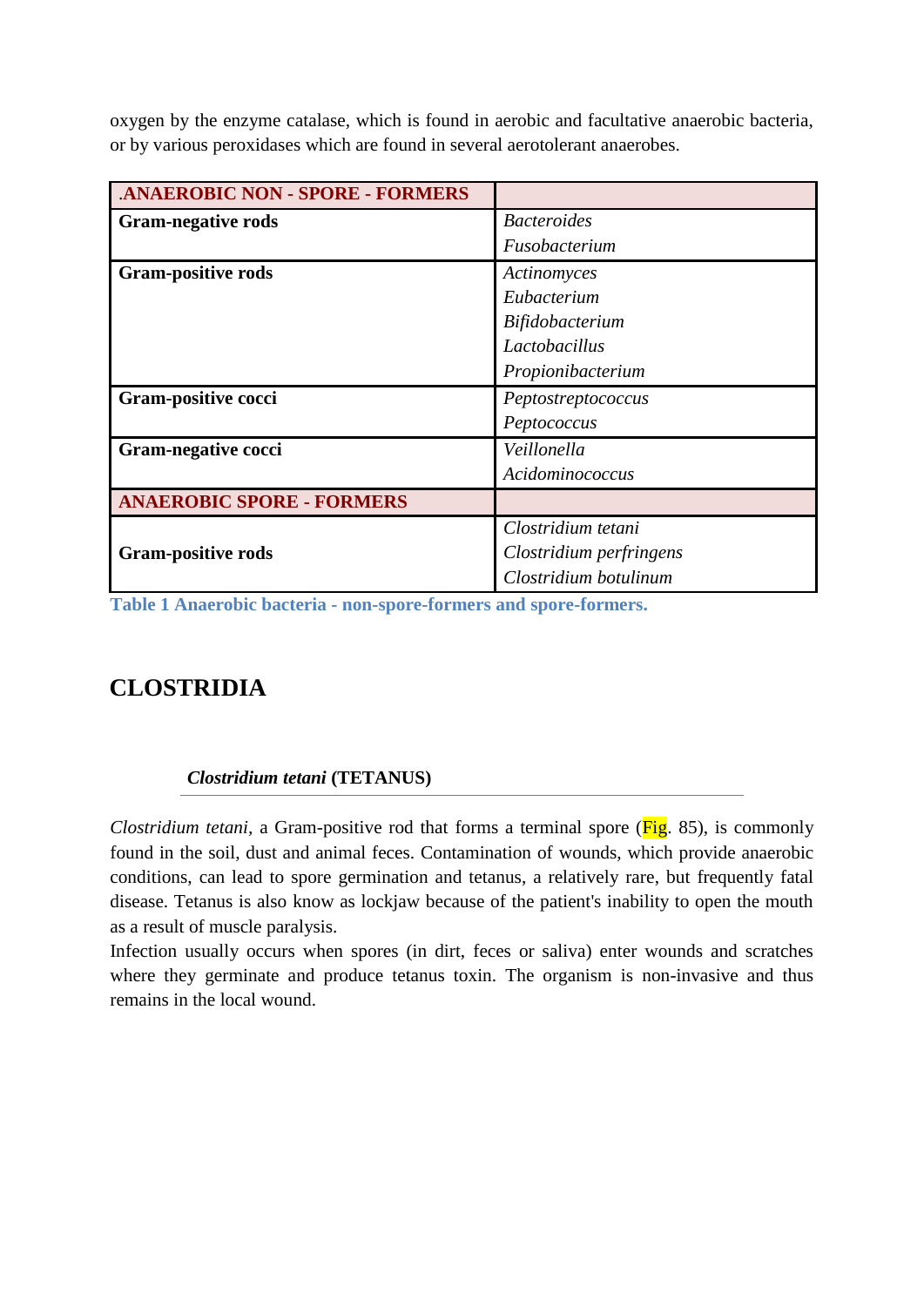oxygen by the enzyme catalase, which is found in aerobic and facultative anaerobic bacteria, or by various peroxidases which are found in several aerotolerant anaerobes.

| **.ANAEROBIC NON - SPORE - FORMERS** | |
|---|---|
| **Gram-negative rods** | *Bacteroides*<br>*Fusobacterium* |
| **Gram-positive rods** | *Actinomyces*<br>*Eubacterium*<br>*Bifidobacterium*<br>*Lactobacillus*<br>*Propionibacterium* |
| **Gram-positive cocci** | *Peptostreptococcus*<br>*Peptococcus* |
| **Gram-negative cocci** | *Veillonella*<br>*Acidominococcus* |
| **ANAEROBIC SPORE - FORMERS** | |
| **Gram-positive rods** | *Clostridium tetani*<br>*Clostridium perfringens*<br>*Clostridium botulinum* |

**Table 1 Anaerobic bacteria - non-spore-formers and spore-formers.**

## CLOSTRIDIA

### *Clostridium tetani* (TETANUS)

*Clostridium tetani*, a Gram-positive rod that forms a terminal spore (Fig. 85), is commonly found in the soil, dust and animal feces. Contamination of wounds, which provide anaerobic conditions, can lead to spore germination and tetanus, a relatively rare, but frequently fatal disease. Tetanus is also know as lockjaw because of the patient's inability to open the mouth as a result of muscle paralysis.
Infection usually occurs when spores (in dirt, feces or saliva) enter wounds and scratches where they germinate and produce tetanus toxin. The organism is non-invasive and thus remains in the local wound.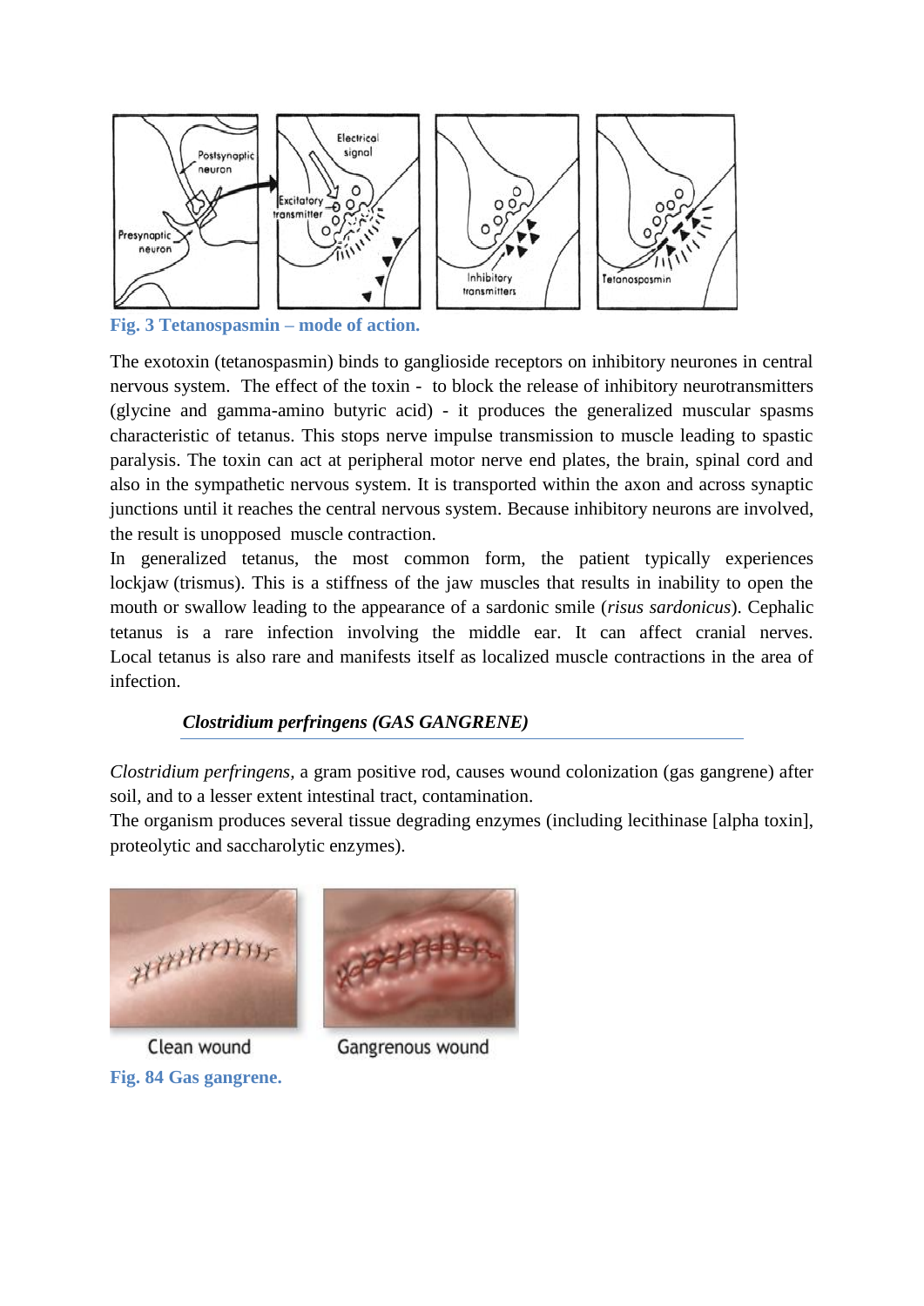Fig. 3 Tetanospasmin – mode of action.

The exotoxin (tetanospasmin) binds to ganglioside receptors on inhibitory neurones in central nervous system. The effect of the toxin - to block the release of inhibitory neurotransmitters (glycine and gamma-amino butyric acid) - it produces the generalized muscular spasms characteristic of tetanus. This stops nerve impulse transmission to muscle leading to spastic paralysis. The toxin can act at peripheral motor nerve end plates, the brain, spinal cord and also in the sympathetic nervous system. It is transported within the axon and across synaptic junctions until it reaches the central nervous system. Because inhibitory neurons are involved, the result is unopposed muscle contraction.

In generalized tetanus, the most common form, the patient typically experiences lockjaw (trismus). This is a stiffness of the jaw muscles that results in inability to open the mouth or swallow leading to the appearance of a sardonic smile (*risus sardonicus*). Cephalic tetanus is a rare infection involving the middle ear. It can affect cranial nerves. Local tetanus is also rare and manifests itself as localized muscle contractions in the area of infection.

### *Clostridium perfringens (GAS GANGRENE)*

*Clostridium perfringens*, a gram positive rod, causes wound colonization (gas gangrene) after soil, and to a lesser extent intestinal tract, contamination.

The organism produces several tissue degrading enzymes (including lecithinase [alpha toxin], proteolytic and saccharolytic enzymes).

Clean wound | Gangrenous wound

Fig. 84 Gas gangrene.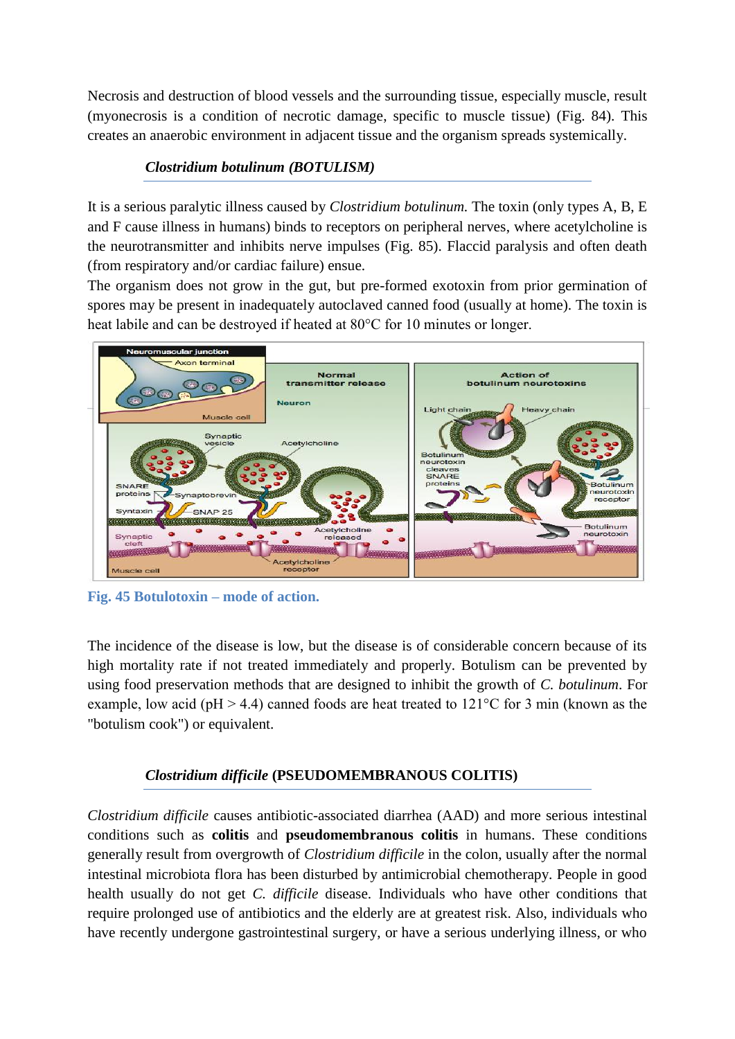Necrosis and destruction of blood vessels and the surrounding tissue, especially muscle, result (myonecrosis is a condition of necrotic damage, specific to muscle tissue) (Fig. 84). This creates an anaerobic environment in adjacent tissue and the organism spreads systemically.

### *Clostridium botulinum (BOTULISM)*

It is a serious paralytic illness caused by *Clostridium botulinum.* The toxin (only types A, B, E and F cause illness in humans) binds to receptors on peripheral nerves, where acetylcholine is the neurotransmitter and inhibits nerve impulses (Fig. 85). Flaccid paralysis and often death (from respiratory and/or cardiac failure) ensue.

The organism does not grow in the gut, but pre-formed exotoxin from prior germination of spores may be present in inadequately autoclaved canned food (usually at home). The toxin is heat labile and can be destroyed if heated at 80°C for 10 minutes or longer.

**Fig. 45 Botulotoxin – mode of action.**

The incidence of the disease is low, but the disease is of considerable concern because of its high mortality rate if not treated immediately and properly. Botulism can be prevented by using food preservation methods that are designed to inhibit the growth of *C. botulinum*. For example, low acid (pH > 4.4) canned foods are heat treated to 121°C for 3 min (known as the "botulism cook") or equivalent.

### *Clostridium difficile* (PSEUDOMEMBRANOUS COLITIS)

*Clostridium difficile* causes antibiotic-associated diarrhea (AAD) and more serious intestinal conditions such as **colitis** and **pseudomembranous colitis** in humans. These conditions generally result from overgrowth of *Clostridium difficile* in the colon, usually after the normal intestinal microbiota flora has been disturbed by antimicrobial chemotherapy. People in good health usually do not get *C. difficile* disease. Individuals who have other conditions that require prolonged use of antibiotics and the elderly are at greatest risk. Also, individuals who have recently undergone gastrointestinal surgery, or have a serious underlying illness, or who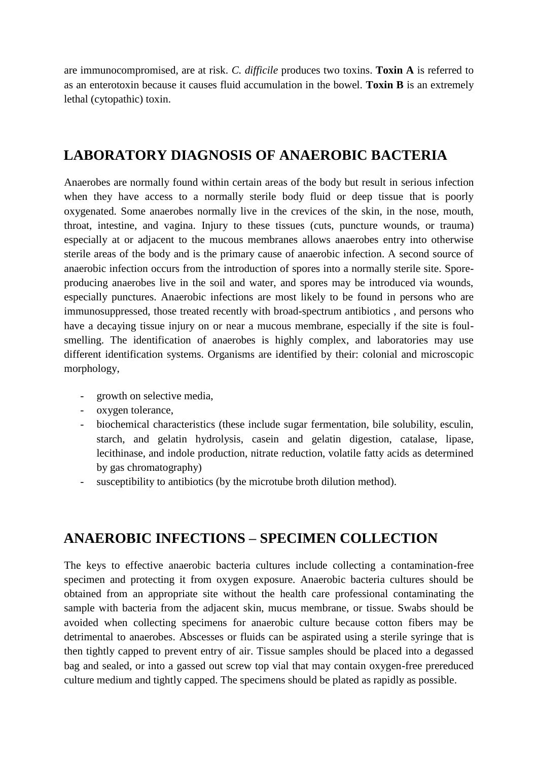are immunocompromised, are at risk. *C. difficile* produces two toxins. **Toxin A** is referred to as an enterotoxin because it causes fluid accumulation in the bowel. **Toxin B** is an extremely lethal (cytopathic) toxin.

## LABORATORY DIAGNOSIS OF ANAEROBIC BACTERIA

Anaerobes are normally found within certain areas of the body but result in serious infection when they have access to a normally sterile body fluid or deep tissue that is poorly oxygenated. Some anaerobes normally live in the crevices of the skin, in the nose, mouth, throat, intestine, and vagina. Injury to these tissues (cuts, puncture wounds, or trauma) especially at or adjacent to the mucous membranes allows anaerobes entry into otherwise sterile areas of the body and is the primary cause of anaerobic infection. A second source of anaerobic infection occurs from the introduction of spores into a normally sterile site. Spore-producing anaerobes live in the soil and water, and spores may be introduced via wounds, especially punctures. Anaerobic infections are most likely to be found in persons who are immunosuppressed, those treated recently with broad-spectrum antibiotics , and persons who have a decaying tissue injury on or near a mucous membrane, especially if the site is foul-smelling. The identification of anaerobes is highly complex, and laboratories may use different identification systems. Organisms are identified by their: colonial and microscopic morphology,

- growth on selective media,
- oxygen tolerance,
- biochemical characteristics (these include sugar fermentation, bile solubility, esculin, starch, and gelatin hydrolysis, casein and gelatin digestion, catalase, lipase, lecithinase, and indole production, nitrate reduction, volatile fatty acids as determined by gas chromatography)
- susceptibility to antibiotics (by the microtube broth dilution method).

## ANAEROBIC INFECTIONS – SPECIMEN COLLECTION

The keys to effective anaerobic bacteria cultures include collecting a contamination-free specimen and protecting it from oxygen exposure. Anaerobic bacteria cultures should be obtained from an appropriate site without the health care professional contaminating the sample with bacteria from the adjacent skin, mucus membrane, or tissue. Swabs should be avoided when collecting specimens for anaerobic culture because cotton fibers may be detrimental to anaerobes. Abscesses or fluids can be aspirated using a sterile syringe that is then tightly capped to prevent entry of air. Tissue samples should be placed into a degassed bag and sealed, or into a gassed out screw top vial that may contain oxygen-free prereduced culture medium and tightly capped. The specimens should be plated as rapidly as possible.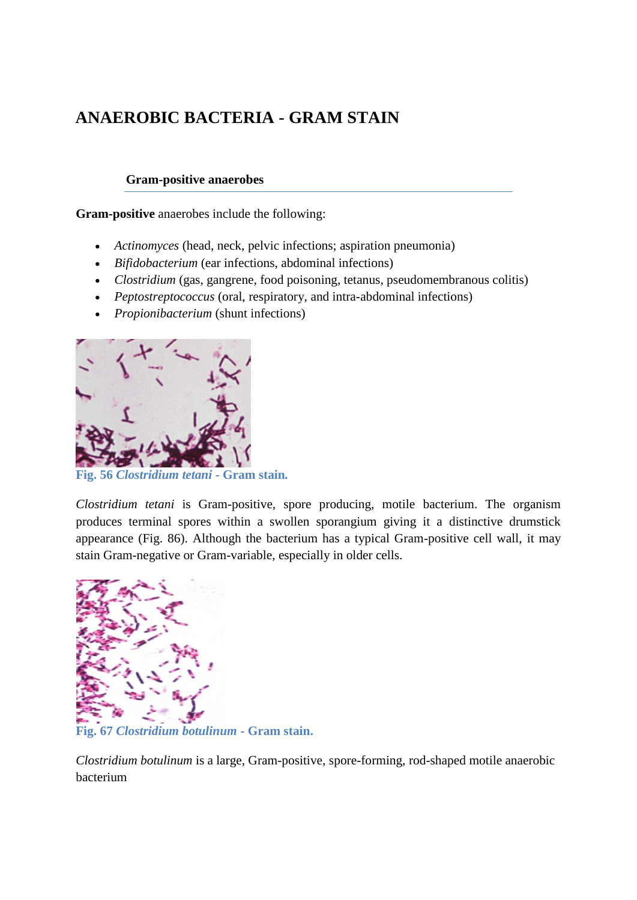# ANAEROBIC BACTERIA - GRAM STAIN

### Gram-positive anaerobes

**Gram-positive** anaerobes include the following:

- *Actinomyces* (head, neck, pelvic infections; aspiration pneumonia)
- *Bifidobacterium* (ear infections, abdominal infections)
- *Clostridium* (gas, gangrene, food poisoning, tetanus, pseudomembranous colitis)
- *Peptostreptococcus* (oral, respiratory, and intra-abdominal infections)
- *Propionibacterium* (shunt infections)

**Fig. 56 *Clostridium tetani* - Gram stain.**

*Clostridium tetani* is Gram-positive, spore producing, motile bacterium. The organism produces terminal spores within a swollen sporangium giving it a distinctive drumstick appearance (Fig. 86). Although the bacterium has a typical Gram-positive cell wall, it may stain Gram-negative or Gram-variable, especially in older cells.

**Fig. 67 *Clostridium botulinum* - Gram stain.**

*Clostridium botulinum* is a large, Gram-positive, spore-forming, rod-shaped motile anaerobic bacterium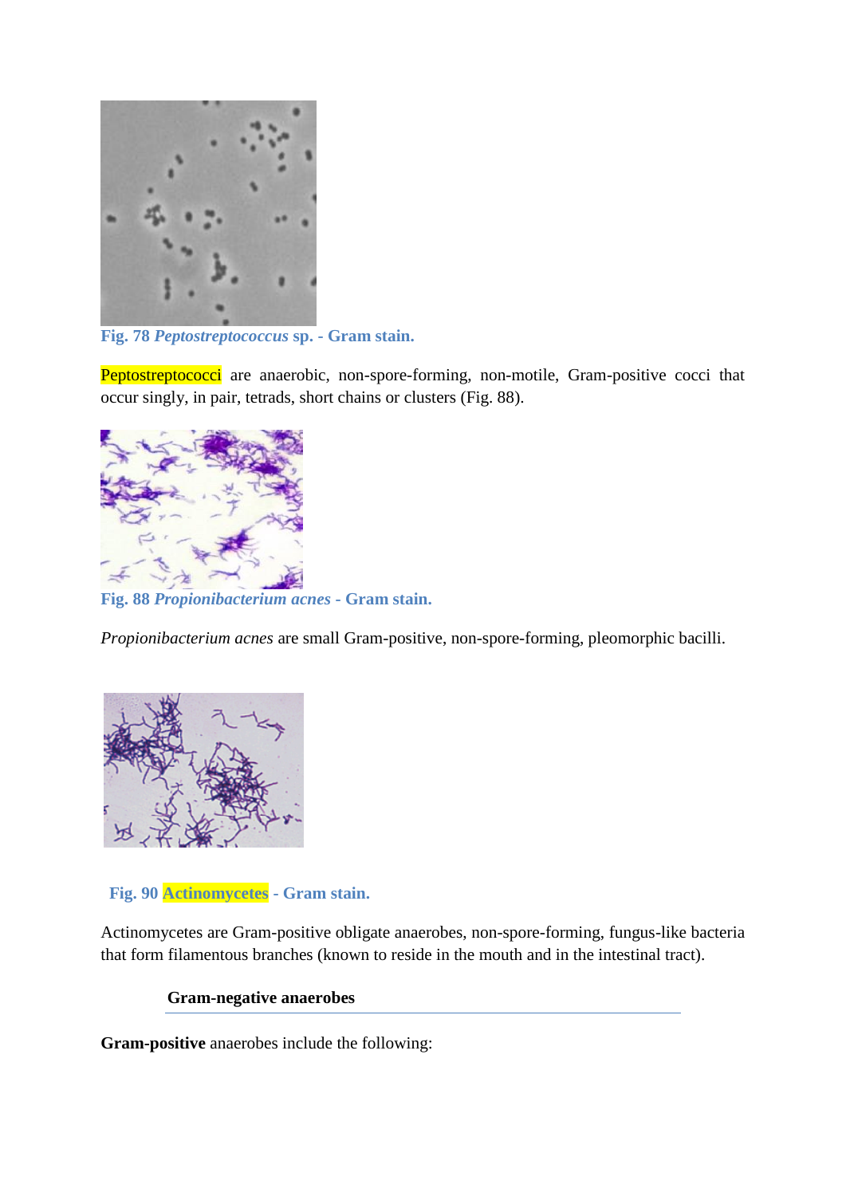Fig. 78 *Peptostreptococcus* sp. - Gram stain.

Peptostreptococci are anaerobic, non-spore-forming, non-motile, Gram-positive cocci that occur singly, in pair, tetrads, short chains or clusters (Fig. 88).

Fig. 88 *Propionibacterium acnes* - Gram stain.

*Propionibacterium acnes* are small Gram-positive, non-spore-forming, pleomorphic bacilli.

Fig. 90 Actinomycetes - Gram stain.

Actinomycetes are Gram-positive obligate anaerobes, non-spore-forming, fungus-like bacteria that form filamentous branches (known to reside in the mouth and in the intestinal tract).

### Gram-negative anaerobes

**Gram-positive** anaerobes include the following: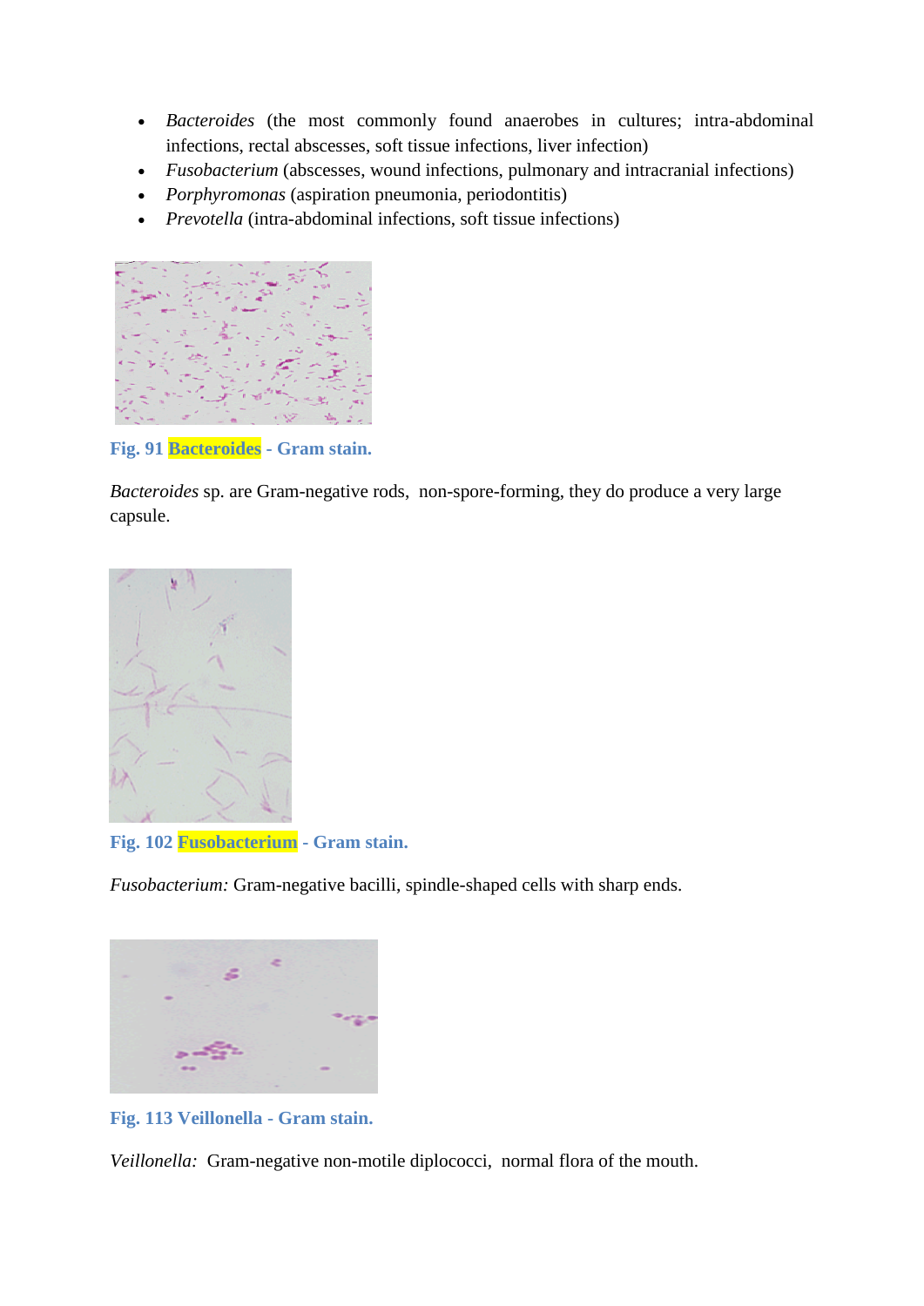- *Bacteroides* (the most commonly found anaerobes in cultures; intra-abdominal infections, rectal abscesses, soft tissue infections, liver infection)
- *Fusobacterium* (abscesses, wound infections, pulmonary and intracranial infections)
- *Porphyromonas* (aspiration pneumonia, periodontitis)
- *Prevotella* (intra-abdominal infections, soft tissue infections)

**Fig. 91 Bacteroides - Gram stain.**

*Bacteroides* sp. are Gram-negative rods, non-spore-forming, they do produce a very large capsule.

**Fig. 102 Fusobacterium - Gram stain.**

*Fusobacterium:* Gram-negative bacilli, spindle-shaped cells with sharp ends.

**Fig. 113 Veillonella - Gram stain.**

*Veillonella:* Gram-negative non-motile diplococci, normal flora of the mouth.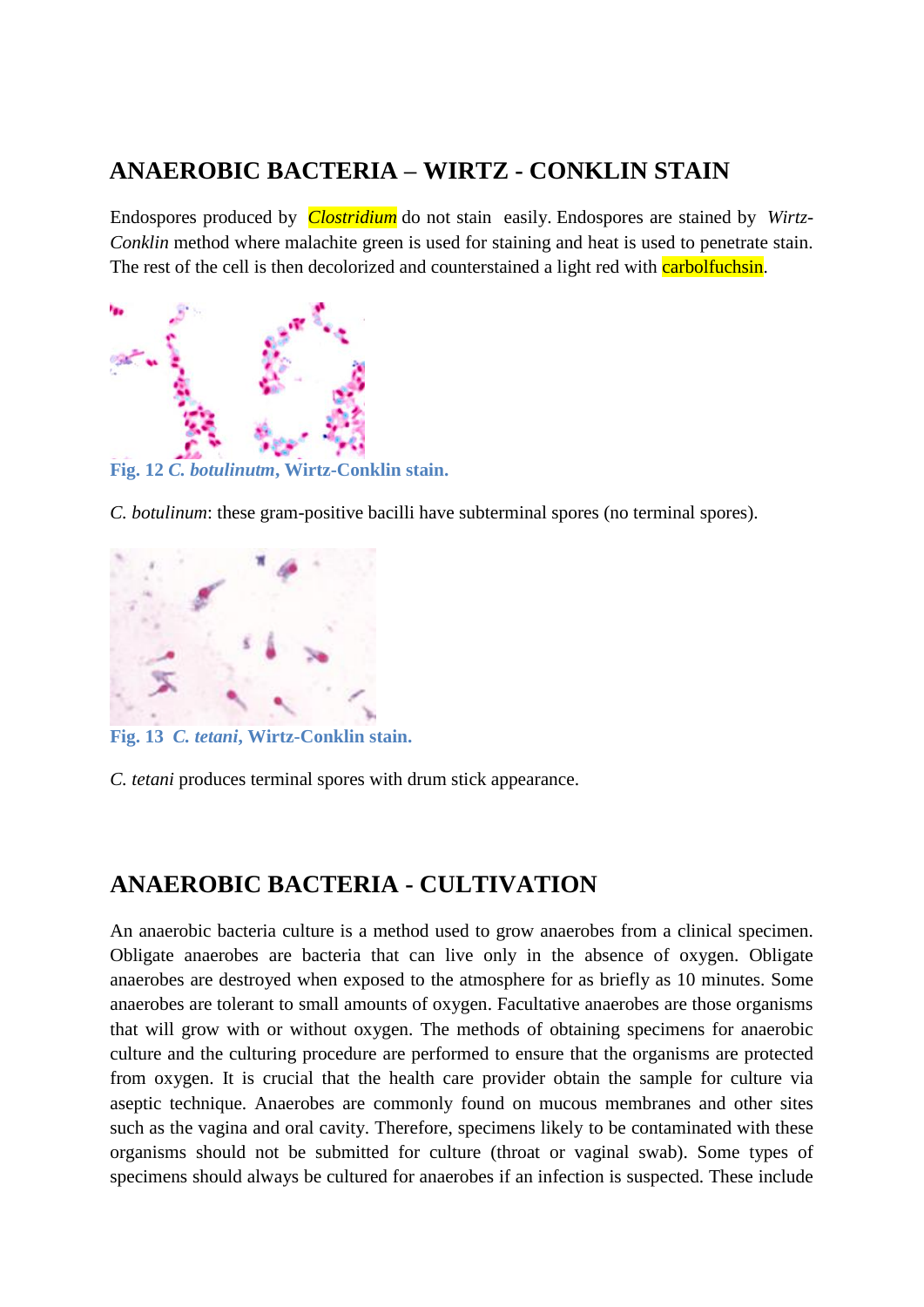## ANAEROBIC BACTERIA – WIRTZ - CONKLIN STAIN

Endospores produced by *Clostridium* do not stain easily. Endospores are stained by *Wirtz-Conklin* method where malachite green is used for staining and heat is used to penetrate stain. The rest of the cell is then decolorized and counterstained a light red with carbolfuchsin.

**Fig. 12 *C. botulinutm*, Wirtz-Conklin stain.**

*C. botulinum*: these gram-positive bacilli have subterminal spores (no terminal spores).

**Fig. 13 *C. tetani*, Wirtz-Conklin stain.**

*C. tetani* produces terminal spores with drum stick appearance.

## ANAEROBIC BACTERIA - CULTIVATION

An anaerobic bacteria culture is a method used to grow anaerobes from a clinical specimen. Obligate anaerobes are bacteria that can live only in the absence of oxygen. Obligate anaerobes are destroyed when exposed to the atmosphere for as briefly as 10 minutes. Some anaerobes are tolerant to small amounts of oxygen. Facultative anaerobes are those organisms that will grow with or without oxygen. The methods of obtaining specimens for anaerobic culture and the culturing procedure are performed to ensure that the organisms are protected from oxygen. It is crucial that the health care provider obtain the sample for culture via aseptic technique. Anaerobes are commonly found on mucous membranes and other sites such as the vagina and oral cavity. Therefore, specimens likely to be contaminated with these organisms should not be submitted for culture (throat or vaginal swab). Some types of specimens should always be cultured for anaerobes if an infection is suspected. These include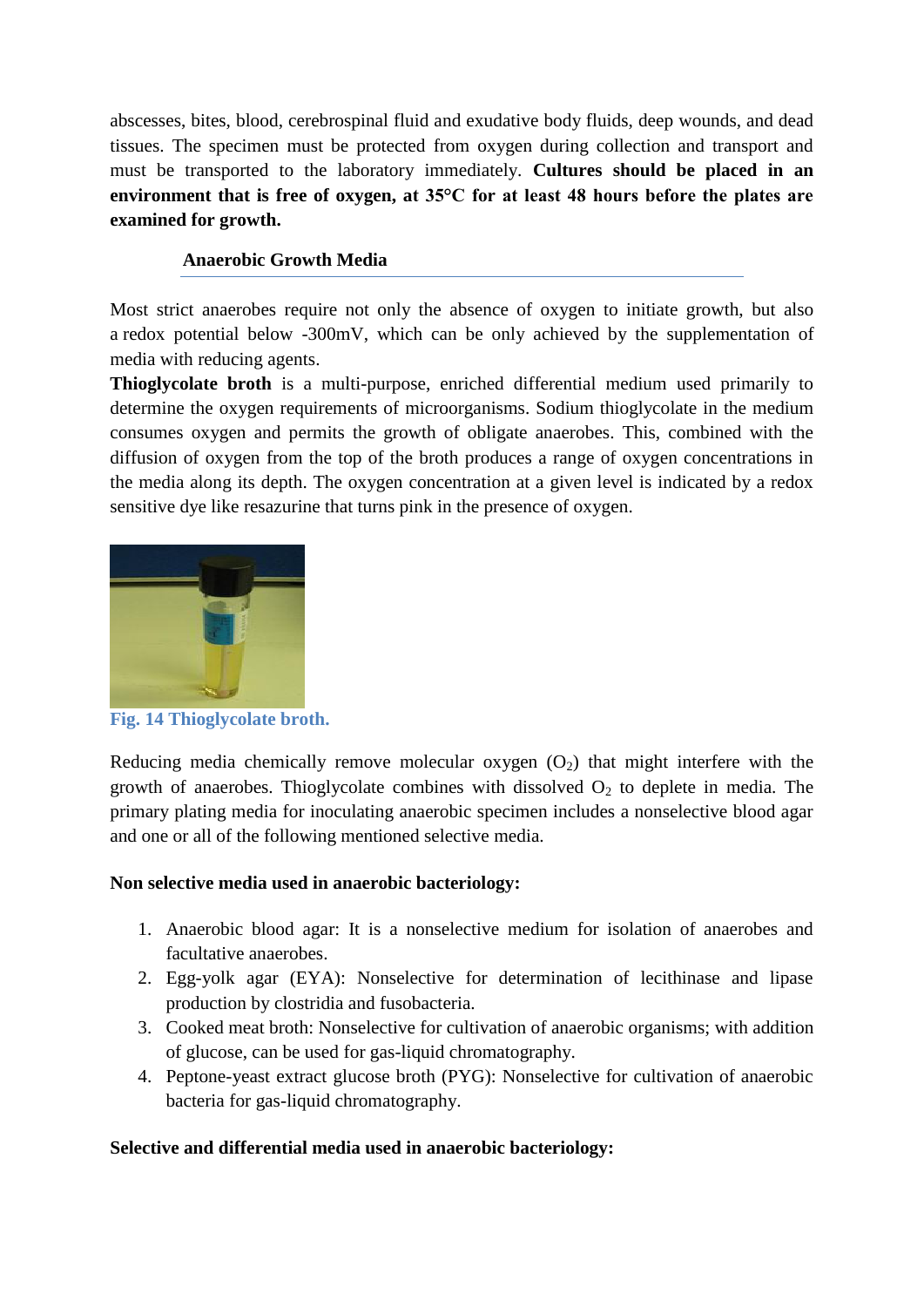abscesses, bites, blood, cerebrospinal fluid and exudative body fluids, deep wounds, and dead tissues. The specimen must be protected from oxygen during collection and transport and must be transported to the laboratory immediately. **Cultures should be placed in an environment that is free of oxygen, at 35°C for at least 48 hours before the plates are examined for growth.**

### Anaerobic Growth Media

Most strict anaerobes require not only the absence of oxygen to initiate growth, but also a redox potential below -300mV, which can be only achieved by the supplementation of media with reducing agents.

**Thioglycolate broth** is a multi-purpose, enriched differential medium used primarily to determine the oxygen requirements of microorganisms. Sodium thioglycolate in the medium consumes oxygen and permits the growth of obligate anaerobes. This, combined with the diffusion of oxygen from the top of the broth produces a range of oxygen concentrations in the media along its depth. The oxygen concentration at a given level is indicated by a redox sensitive dye like resazurine that turns pink in the presence of oxygen.

**Fig. 14 Thioglycolate broth.**

Reducing media chemically remove molecular oxygen ($O_2$) that might interfere with the growth of anaerobes. Thioglycolate combines with dissolved $O_2$ to deplete in media. The primary plating media for inoculating anaerobic specimen includes a nonselective blood agar and one or all of the following mentioned selective media.

**Non selective media used in anaerobic bacteriology:**

1. Anaerobic blood agar: It is a nonselective medium for isolation of anaerobes and facultative anaerobes.
2. Egg-yolk agar (EYA): Nonselective for determination of lecithinase and lipase production by clostridia and fusobacteria.
3. Cooked meat broth: Nonselective for cultivation of anaerobic organisms; with addition of glucose, can be used for gas-liquid chromatography.
4. Peptone-yeast extract glucose broth (PYG): Nonselective for cultivation of anaerobic bacteria for gas-liquid chromatography.

**Selective and differential media used in anaerobic bacteriology:**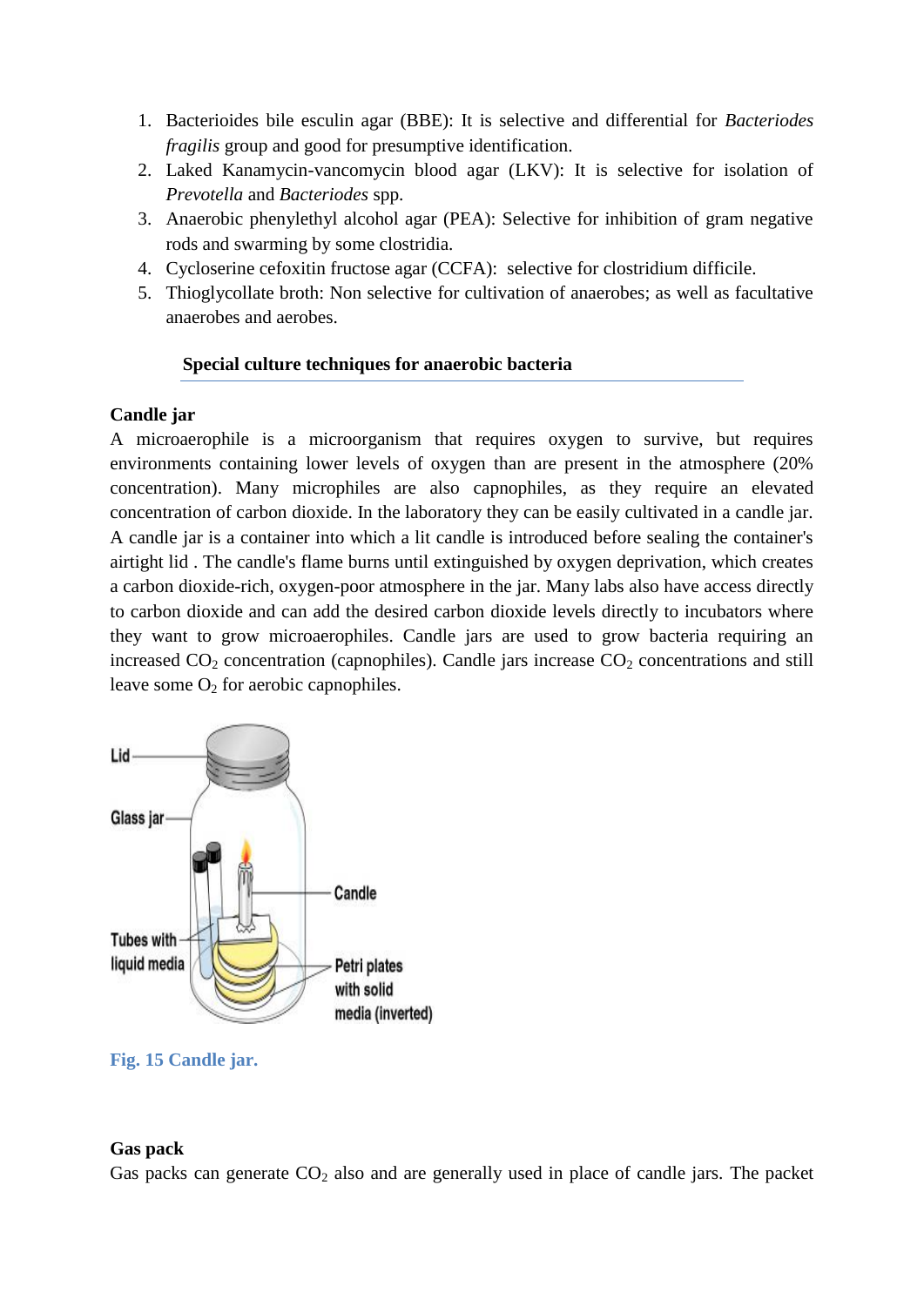1. Bacterioides bile esculin agar (BBE): It is selective and differential for *Bacteriodes fragilis* group and good for presumptive identification.
2. Laked Kanamycin-vancomycin blood agar (LKV): It is selective for isolation of *Prevotella* and *Bacteriodes* spp.
3. Anaerobic phenylethyl alcohol agar (PEA): Selective for inhibition of gram negative rods and swarming by some clostridia.
4. Cycloserine cefoxitin fructose agar (CCFA): selective for clostridium difficile.
5. Thioglycollate broth: Non selective for cultivation of anaerobes; as well as facultative anaerobes and aerobes.

## Special culture techniques for anaerobic bacteria

### Candle jar

A microaerophile is a microorganism that requires oxygen to survive, but requires environments containing lower levels of oxygen than are present in the atmosphere (20% concentration). Many microphiles are also capnophiles, as they require an elevated concentration of carbon dioxide. In the laboratory they can be easily cultivated in a candle jar. A candle jar is a container into which a lit candle is introduced before sealing the container's airtight lid . The candle's flame burns until extinguished by oxygen deprivation, which creates a carbon dioxide-rich, oxygen-poor atmosphere in the jar. Many labs also have access directly to carbon dioxide and can add the desired carbon dioxide levels directly to incubators where they want to grow microaerophiles. Candle jars are used to grow bacteria requiring an increased $CO_2$ concentration (capnophiles). Candle jars increase $CO_2$ concentrations and still leave some $O_2$ for aerobic capnophiles.

Lid

Glass jar

Candle

Tubes with liquid media

Petri plates with solid media (inverted)

**Fig. 15 Candle jar.**

### Gas pack

Gas packs can generate $CO_2$ also and are generally used in place of candle jars. The packet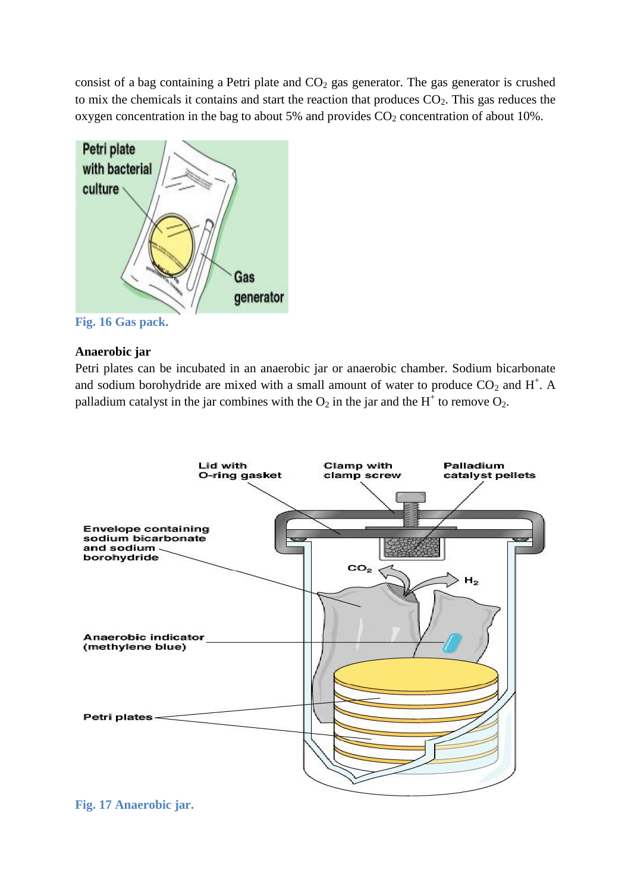consist of a bag containing a Petri plate and $CO_2$ gas generator. The gas generator is crushed to mix the chemicals it contains and start the reaction that produces $CO_2$. This gas reduces the oxygen concentration in the bag to about 5% and provides $CO_2$ concentration of about 10%.

**Fig. 16 Gas pack.**

**Anaerobic jar**

Petri plates can be incubated in an anaerobic jar or anaerobic chamber. Sodium bicarbonate and sodium borohydride are mixed with a small amount of water to produce $CO_2$ and $H^+$. A palladium catalyst in the jar combines with the $O_2$ in the jar and the $H^+$ to remove $O_2$.

**Fig. 17 Anaerobic jar.**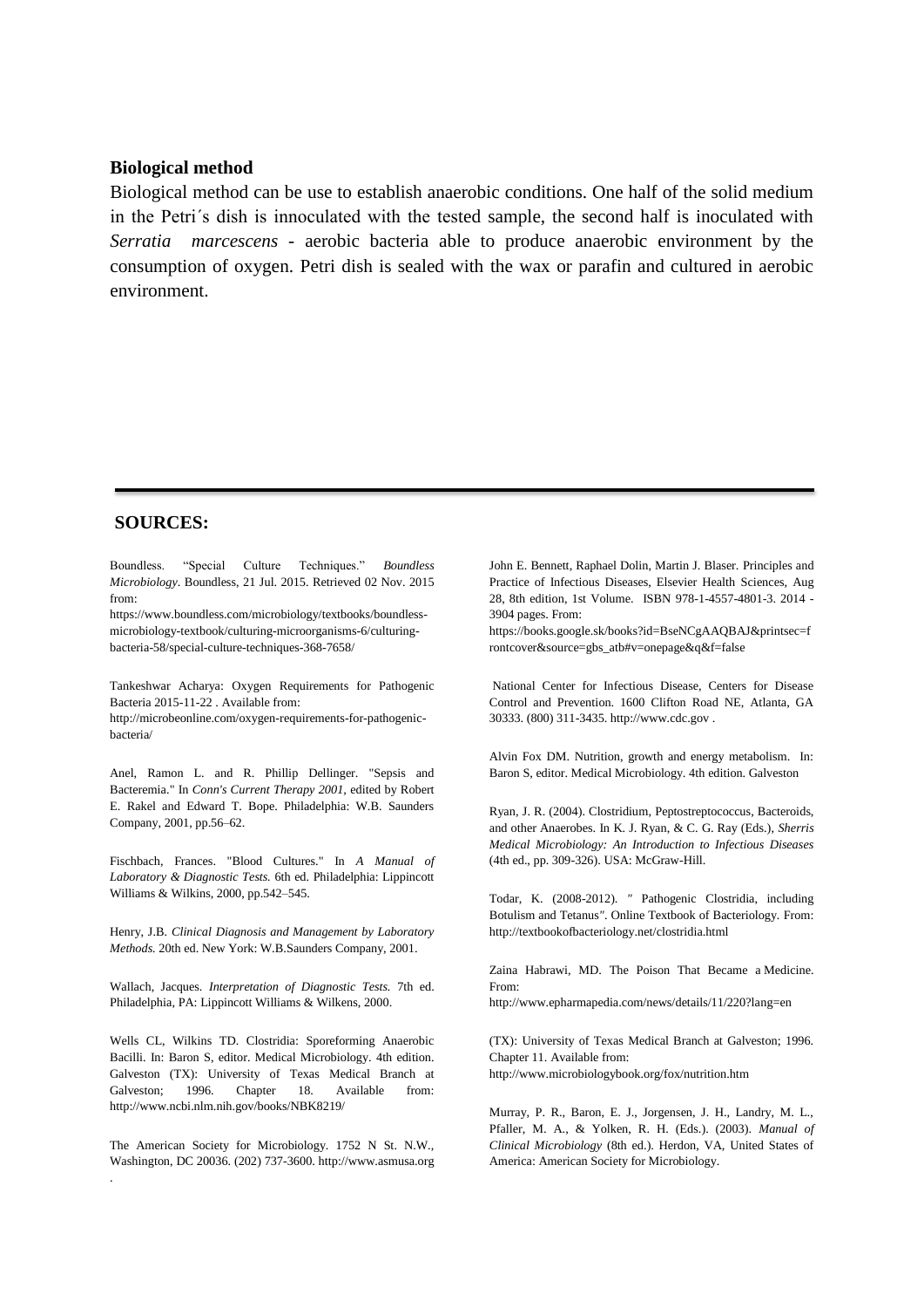**Biological method**

Biological method can be use to establish anaerobic conditions. One half of the solid medium in the Petri´s dish is innoculated with the tested sample, the second half is inoculated with *Serratia marcescens* - aerobic bacteria able to produce anaerobic environment by the consumption of oxygen. Petri dish is sealed with the wax or parafin and cultured in aerobic environment.

---

## SOURCES:

Boundless. "Special Culture Techniques." *Boundless Microbiology*. Boundless, 21 Jul. 2015. Retrieved 02 Nov. 2015 from:
https://www.boundless.com/microbiology/textbooks/boundless-microbiology-textbook/culturing-microorganisms-6/culturing-bacteria-58/special-culture-techniques-368-7658/

Tankeshwar Acharya: Oxygen Requirements for Pathogenic Bacteria 2015-11-22 . Available from:
http://microbeonline.com/oxygen-requirements-for-pathogenic-bacteria/

Anel, Ramon L. and R. Phillip Dellinger. "Sepsis and Bacteremia." In *Conn's Current Therapy 2001*, edited by Robert E. Rakel and Edward T. Bope. Philadelphia: W.B. Saunders Company, 2001, pp.56–62.

Fischbach, Frances. "Blood Cultures." In *A Manual of Laboratory & Diagnostic Tests.* 6th ed. Philadelphia: Lippincott Williams & Wilkins, 2000, pp.542–545.

Henry, J.B. *Clinical Diagnosis and Management by Laboratory Methods.* 20th ed. New York: W.B.Saunders Company, 2001.

Wallach, Jacques. *Interpretation of Diagnostic Tests.* 7th ed. Philadelphia, PA: Lippincott Williams & Wilkens, 2000.

Wells CL, Wilkins TD. Clostridia: Sporeforming Anaerobic Bacilli. In: Baron S, editor. Medical Microbiology. 4th edition. Galveston (TX): University of Texas Medical Branch at Galveston; 1996. Chapter 18. Available from: http://www.ncbi.nlm.nih.gov/books/NBK8219/

The American Society for Microbiology. 1752 N St. N.W., Washington, DC 20036. (202) 737-3600. http://www.asmusa.org .

John E. Bennett, Raphael Dolin, Martin J. Blaser. Principles and Practice of Infectious Diseases, Elsevier Health Sciences, Aug 28, 8th edition, 1st Volume. ISBN 978-1-4557-4801-3. 2014 - 3904 pages. From:
https://books.google.sk/books?id=BseNCgAAQBAJ&printsec=frontcover&source=gbs_atb#v=onepage&q&f=false

National Center for Infectious Disease, Centers for Disease Control and Prevention. 1600 Clifton Road NE, Atlanta, GA 30333. (800) 311-3435. http://www.cdc.gov .

Alvin Fox DM. Nutrition, growth and energy metabolism. In: Baron S, editor. Medical Microbiology. 4th edition. Galveston

Ryan, J. R. (2004). Clostridium, Peptostreptococcus, Bacteroids, and other Anaerobes. In K. J. Ryan, & C. G. Ray (Eds.), *Sherris Medical Microbiology: An Introduction to Infectious Diseases* (4th ed., pp. 309-326). USA: McGraw-Hill.

Todar, K. (2008-2012). " Pathogenic Clostridia, including Botulism and Tetanus". Online Textbook of Bacteriology. From: http://textbookofbacteriology.net/clostridia.html

Zaina Habrawi, MD. The Poison That Became a Medicine. From:
http://www.epharmapedia.com/news/details/11/220?lang=en

(TX): University of Texas Medical Branch at Galveston; 1996. Chapter 11. Available from:
http://www.microbiologybook.org/fox/nutrition.htm

Murray, P. R., Baron, E. J., Jorgensen, J. H., Landry, M. L., Pfaller, M. A., & Yolken, R. H. (Eds.). (2003). *Manual of Clinical Microbiology* (8th ed.). Herdon, VA, United States of America: American Society for Microbiology.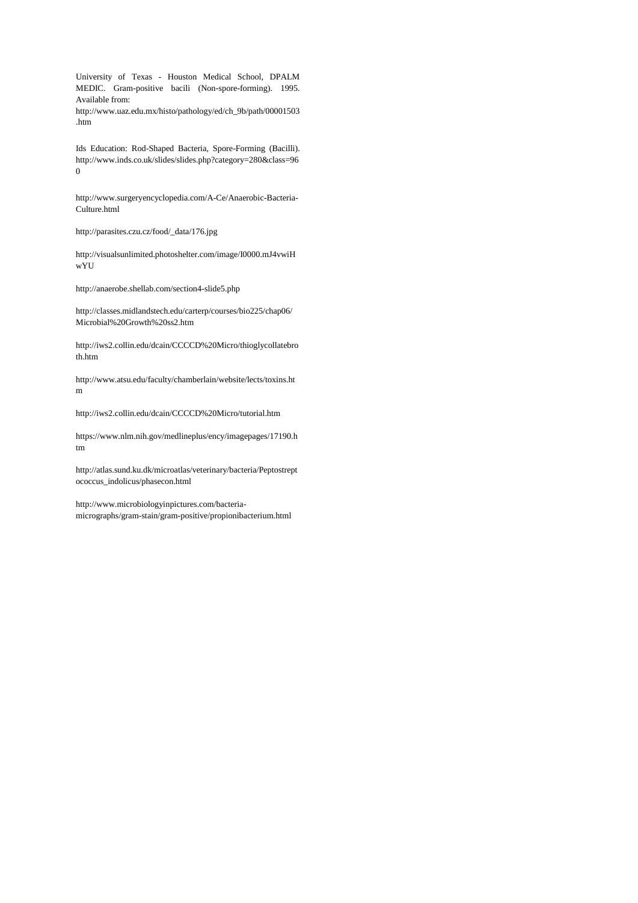University of Texas - Houston Medical School, DPALM MEDIC. Gram-positive bacili (Non-spore-forming). 1995. Available from: http://www.uaz.edu.mx/histo/pathology/ed/ch_9b/path/00001503.htm

Ids Education: Rod-Shaped Bacteria, Spore-Forming (Bacilli). http://www.inds.co.uk/slides/slides.php?category=280&class=960

http://www.surgeryencyclopedia.com/A-Ce/Anaerobic-Bacteria-Culture.html

http://parasites.czu.cz/food/_data/176.jpg

http://visualsunlimited.photoshelter.com/image/I0000.mJ4vwiHwYU

http://anaerobe.shellab.com/section4-slide5.php

http://classes.midlandstech.edu/carterp/courses/bio225/chap06/Microbial%20Growth%20ss2.htm

http://iws2.collin.edu/dcain/CCCCD%20Micro/thioglycollatebroth.htm

http://www.atsu.edu/faculty/chamberlain/website/lects/toxins.htm

http://iws2.collin.edu/dcain/CCCCD%20Micro/tutorial.htm

https://www.nlm.nih.gov/medlineplus/ency/imagepages/17190.htm

http://atlas.sund.ku.dk/microatlas/veterinary/bacteria/Peptostreptococcus_indolicus/phasecon.html

http://www.microbiologyinpictures.com/bacteria-micrographs/gram-stain/gram-positive/propionibacterium.html